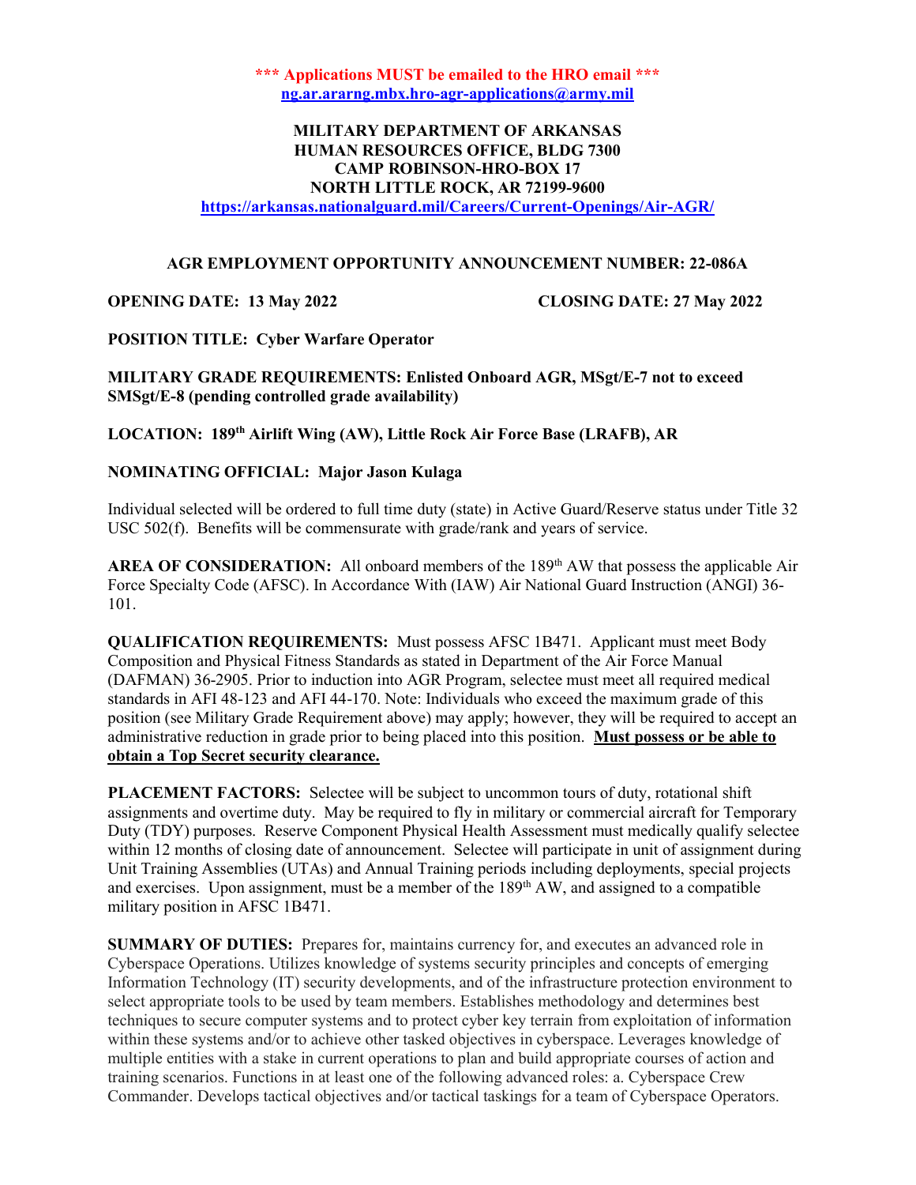**\*\*\* Applications MUST be emailed to the HRO email \*\*\***
**ng.ar.ararng.mbx.hro-agr-applications@army.mil**

**MILITARY DEPARTMENT OF ARKANSAS**
**HUMAN RESOURCES OFFICE, BLDG 7300**
**CAMP ROBINSON-HRO-BOX 17**
**NORTH LITTLE ROCK, AR 72199-9600**
**https://arkansas.nationalguard.mil/Careers/Current-Openings/Air-AGR/**

**AGR EMPLOYMENT OPPORTUNITY ANNOUNCEMENT NUMBER: 22-086A**

**OPENING DATE: 13 May 2022** **CLOSING DATE: 27 May 2022**

**POSITION TITLE: Cyber Warfare Operator**

**MILITARY GRADE REQUIREMENTS: Enlisted Onboard AGR, MSgt/E-7 not to exceed SMSgt/E-8 (pending controlled grade availability)**

**LOCATION: 189th Airlift Wing (AW), Little Rock Air Force Base (LRAFB), AR**

**NOMINATING OFFICIAL: Major Jason Kulaga**

Individual selected will be ordered to full time duty (state) in Active Guard/Reserve status under Title 32 USC 502(f). Benefits will be commensurate with grade/rank and years of service.

**AREA OF CONSIDERATION:** All onboard members of the 189th AW that possess the applicable Air Force Specialty Code (AFSC). In Accordance With (IAW) Air National Guard Instruction (ANGI) 36-101.

**QUALIFICATION REQUIREMENTS:** Must possess AFSC 1B471. Applicant must meet Body Composition and Physical Fitness Standards as stated in Department of the Air Force Manual (DAFMAN) 36-2905. Prior to induction into AGR Program, selectee must meet all required medical standards in AFI 48-123 and AFI 44-170. Note: Individuals who exceed the maximum grade of this position (see Military Grade Requirement above) may apply; however, they will be required to accept an administrative reduction in grade prior to being placed into this position. **Must possess or be able to obtain a Top Secret security clearance.**

**PLACEMENT FACTORS:** Selectee will be subject to uncommon tours of duty, rotational shift assignments and overtime duty. May be required to fly in military or commercial aircraft for Temporary Duty (TDY) purposes. Reserve Component Physical Health Assessment must medically qualify selectee within 12 months of closing date of announcement. Selectee will participate in unit of assignment during Unit Training Assemblies (UTAs) and Annual Training periods including deployments, special projects and exercises. Upon assignment, must be a member of the 189th AW, and assigned to a compatible military position in AFSC 1B471.

**SUMMARY OF DUTIES:** Prepares for, maintains currency for, and executes an advanced role in Cyberspace Operations. Utilizes knowledge of systems security principles and concepts of emerging Information Technology (IT) security developments, and of the infrastructure protection environment to select appropriate tools to be used by team members. Establishes methodology and determines best techniques to secure computer systems and to protect cyber key terrain from exploitation of information within these systems and/or to achieve other tasked objectives in cyberspace. Leverages knowledge of multiple entities with a stake in current operations to plan and build appropriate courses of action and training scenarios. Functions in at least one of the following advanced roles: a. Cyberspace Crew Commander. Develops tactical objectives and/or tactical taskings for a team of Cyberspace Operators.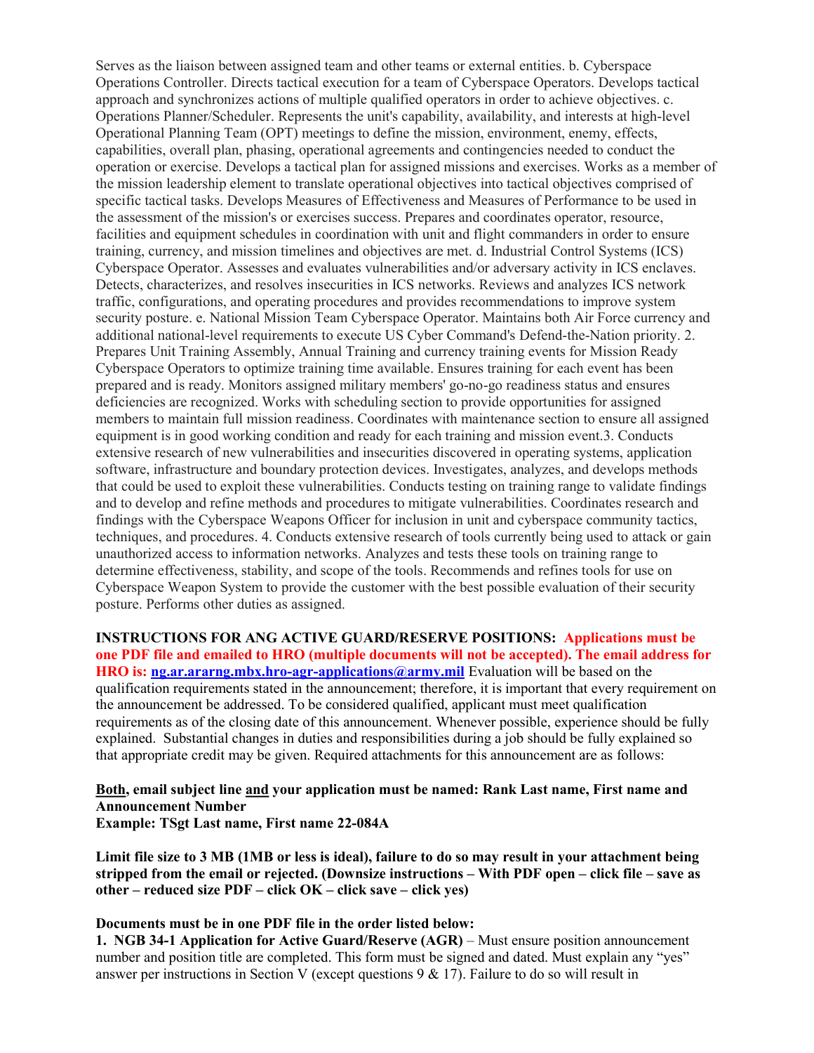Serves as the liaison between assigned team and other teams or external entities. b. Cyberspace Operations Controller. Directs tactical execution for a team of Cyberspace Operators. Develops tactical approach and synchronizes actions of multiple qualified operators in order to achieve objectives. c. Operations Planner/Scheduler. Represents the unit's capability, availability, and interests at high-level Operational Planning Team (OPT) meetings to define the mission, environment, enemy, effects, capabilities, overall plan, phasing, operational agreements and contingencies needed to conduct the operation or exercise. Develops a tactical plan for assigned missions and exercises. Works as a member of the mission leadership element to translate operational objectives into tactical objectives comprised of specific tactical tasks. Develops Measures of Effectiveness and Measures of Performance to be used in the assessment of the mission's or exercises success. Prepares and coordinates operator, resource, facilities and equipment schedules in coordination with unit and flight commanders in order to ensure training, currency, and mission timelines and objectives are met. d. Industrial Control Systems (ICS) Cyberspace Operator. Assesses and evaluates vulnerabilities and/or adversary activity in ICS enclaves. Detects, characterizes, and resolves insecurities in ICS networks. Reviews and analyzes ICS network traffic, configurations, and operating procedures and provides recommendations to improve system security posture. e. National Mission Team Cyberspace Operator. Maintains both Air Force currency and additional national-level requirements to execute US Cyber Command's Defend-the-Nation priority. 2. Prepares Unit Training Assembly, Annual Training and currency training events for Mission Ready Cyberspace Operators to optimize training time available. Ensures training for each event has been prepared and is ready. Monitors assigned military members' go-no-go readiness status and ensures deficiencies are recognized. Works with scheduling section to provide opportunities for assigned members to maintain full mission readiness. Coordinates with maintenance section to ensure all assigned equipment is in good working condition and ready for each training and mission event.3. Conducts extensive research of new vulnerabilities and insecurities discovered in operating systems, application software, infrastructure and boundary protection devices. Investigates, analyzes, and develops methods that could be used to exploit these vulnerabilities. Conducts testing on training range to validate findings and to develop and refine methods and procedures to mitigate vulnerabilities. Coordinates research and findings with the Cyberspace Weapons Officer for inclusion in unit and cyberspace community tactics, techniques, and procedures. 4. Conducts extensive research of tools currently being used to attack or gain unauthorized access to information networks. Analyzes and tests these tools on training range to determine effectiveness, stability, and scope of the tools. Recommends and refines tools for use on Cyberspace Weapon System to provide the customer with the best possible evaluation of their security posture. Performs other duties as assigned.

**INSTRUCTIONS FOR ANG ACTIVE GUARD/RESERVE POSITIONS:** **Applications must be one PDF file and emailed to HRO (multiple documents will not be accepted). The email address for HRO is: ng.ar.ararng.mbx.hro-agr-applications@army.mil** Evaluation will be based on the qualification requirements stated in the announcement; therefore, it is important that every requirement on the announcement be addressed. To be considered qualified, applicant must meet qualification requirements as of the closing date of this announcement. Whenever possible, experience should be fully explained. Substantial changes in duties and responsibilities during a job should be fully explained so that appropriate credit may be given. Required attachments for this announcement are as follows:

**Both, email subject line and your application must be named: Rank Last name, First name and Announcement Number**
**Example: TSgt Last name, First name 22-084A**

**Limit file size to 3 MB (1MB or less is ideal), failure to do so may result in your attachment being stripped from the email or rejected. (Downsize instructions – With PDF open – click file – save as other – reduced size PDF – click OK – click save – click yes)**

**Documents must be in one PDF file in the order listed below:**

**1. NGB 34-1 Application for Active Guard/Reserve (AGR)** – Must ensure position announcement number and position title are completed. This form must be signed and dated. Must explain any "yes" answer per instructions in Section V (except questions 9 & 17). Failure to do so will result in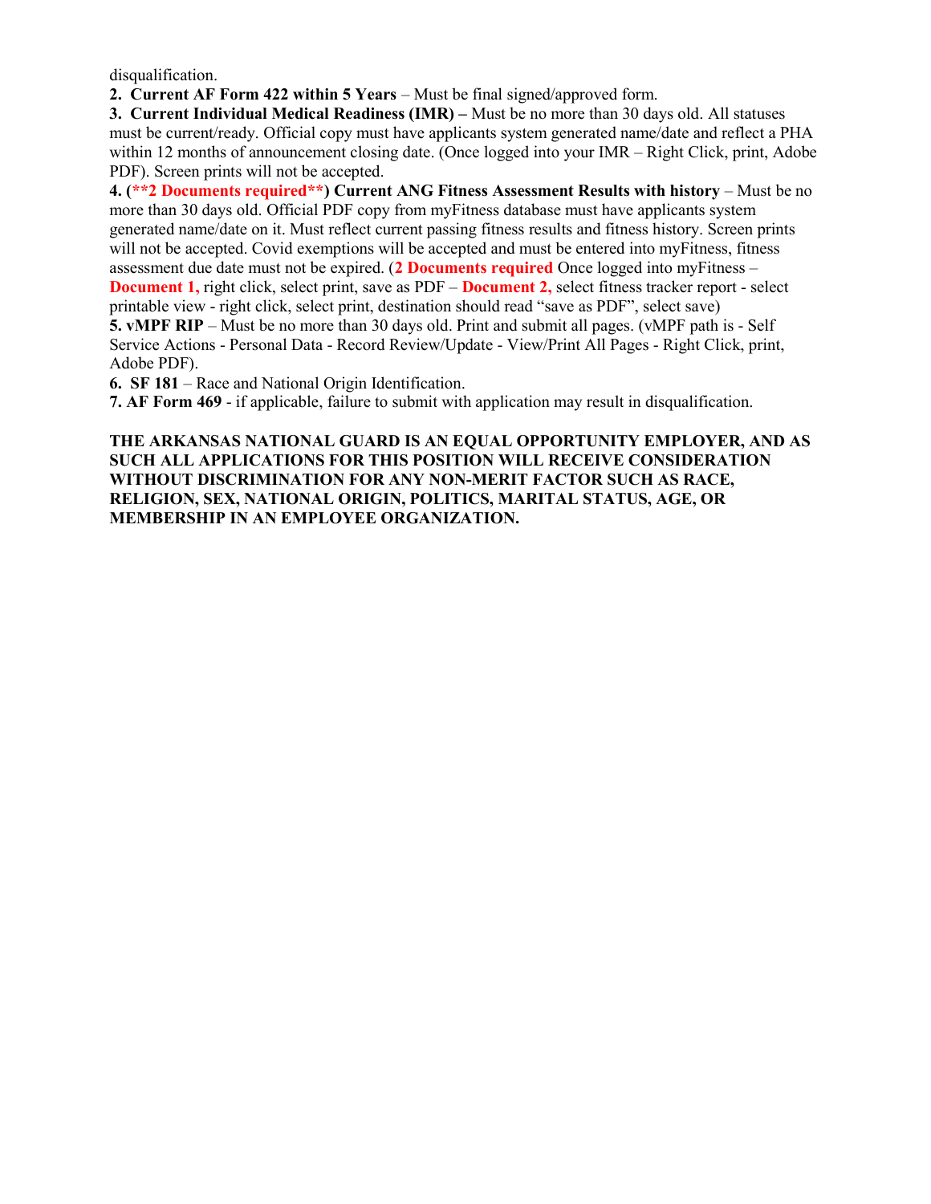disqualification.

2. **Current AF Form 422 within 5 Years** – Must be final signed/approved form.

3. **Current Individual Medical Readiness (IMR) –** Must be no more than 30 days old. All statuses must be current/ready. Official copy must have applicants system generated name/date and reflect a PHA within 12 months of announcement closing date. (Once logged into your IMR – Right Click, print, Adobe PDF). Screen prints will not be accepted.

4. **(\*\*2 Documents required\*\*) Current ANG Fitness Assessment Results with history** – Must be no more than 30 days old. Official PDF copy from myFitness database must have applicants system generated name/date on it. Must reflect current passing fitness results and fitness history. Screen prints will not be accepted. Covid exemptions will be accepted and must be entered into myFitness, fitness assessment due date must not be expired. (**2 Documents required** Once logged into myFitness – **Document 1,** right click, select print, save as PDF – **Document 2,** select fitness tracker report - select printable view - right click, select print, destination should read "save as PDF", select save)

5. **vMPF RIP** – Must be no more than 30 days old. Print and submit all pages. (vMPF path is - Self Service Actions - Personal Data - Record Review/Update - View/Print All Pages - Right Click, print, Adobe PDF).

6. **SF 181** – Race and National Origin Identification.

7. **AF Form 469** - if applicable, failure to submit with application may result in disqualification.

**THE ARKANSAS NATIONAL GUARD IS AN EQUAL OPPORTUNITY EMPLOYER, AND AS SUCH ALL APPLICATIONS FOR THIS POSITION WILL RECEIVE CONSIDERATION WITHOUT DISCRIMINATION FOR ANY NON-MERIT FACTOR SUCH AS RACE, RELIGION, SEX, NATIONAL ORIGIN, POLITICS, MARITAL STATUS, AGE, OR MEMBERSHIP IN AN EMPLOYEE ORGANIZATION.**